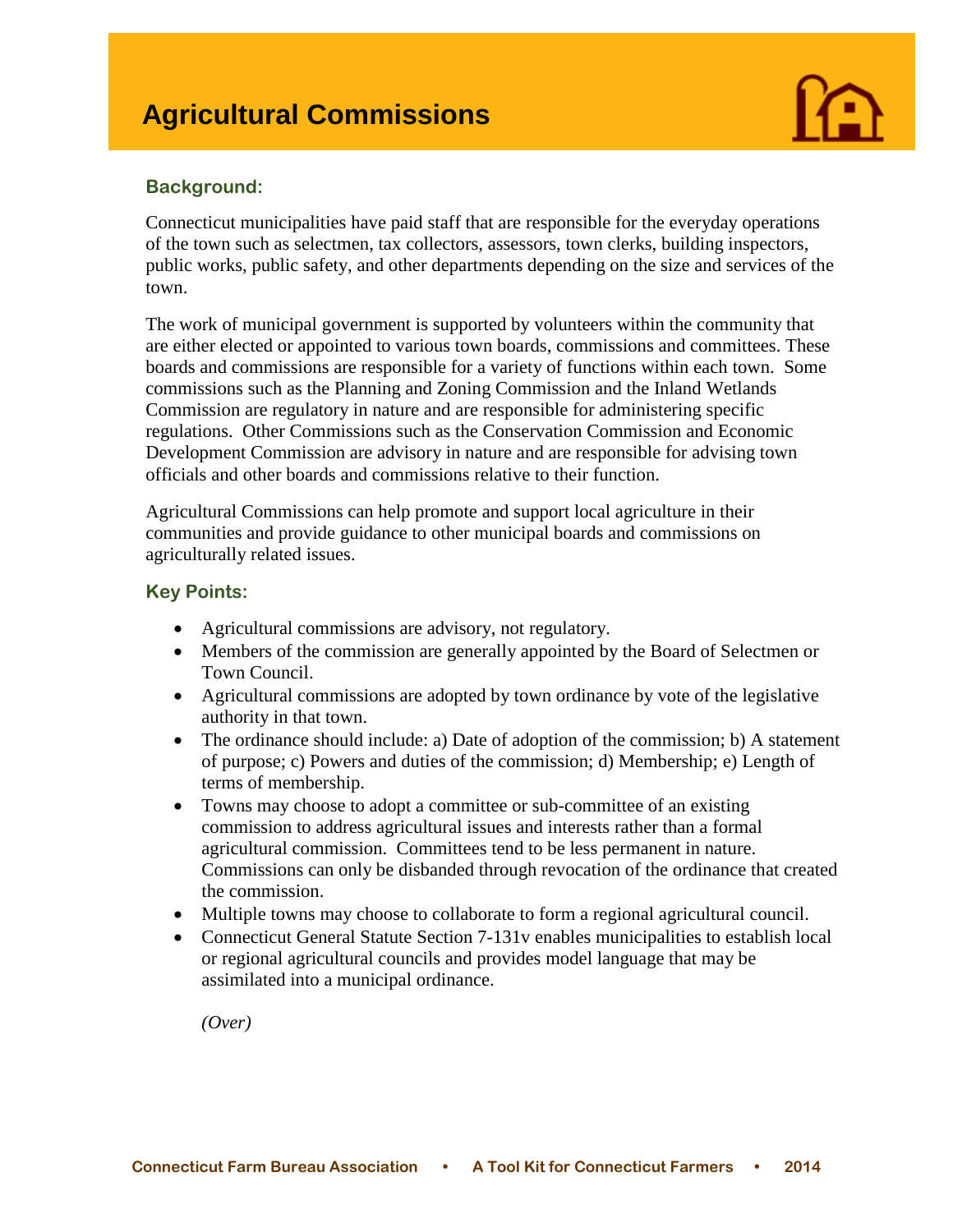# Agricultural Commissions

## Background:

Connecticut municipalities have paid staff that are responsible for the everyday operations of the town such as selectmen, tax collectors, assessors, town clerks, building inspectors, public works, public safety, and other departments depending on the size and services of the town.

The work of municipal government is supported by volunteers within the community that are either elected or appointed to various town boards, commissions and committees. These boards and commissions are responsible for a variety of functions within each town. Some commissions such as the Planning and Zoning Commission and the Inland Wetlands Commission are regulatory in nature and are responsible for administering specific regulations. Other Commissions such as the Conservation Commission and Economic Development Commission are advisory in nature and are responsible for advising town officials and other boards and commissions relative to their function.

Agricultural Commissions can help promote and support local agriculture in their communities and provide guidance to other municipal boards and commissions on agriculturally related issues.

## Key Points:

- Agricultural commissions are advisory, not regulatory.
- Members of the commission are generally appointed by the Board of Selectmen or Town Council.
- Agricultural commissions are adopted by town ordinance by vote of the legislative authority in that town.
- The ordinance should include: a) Date of adoption of the commission; b) A statement of purpose; c) Powers and duties of the commission; d) Membership; e) Length of terms of membership.
- Towns may choose to adopt a committee or sub-committee of an existing commission to address agricultural issues and interests rather than a formal agricultural commission. Committees tend to be less permanent in nature. Commissions can only be disbanded through revocation of the ordinance that created the commission.
- Multiple towns may choose to collaborate to form a regional agricultural council.
- Connecticut General Statute Section 7-131v enables municipalities to establish local or regional agricultural councils and provides model language that may be assimilated into a municipal ordinance.

*(Over)*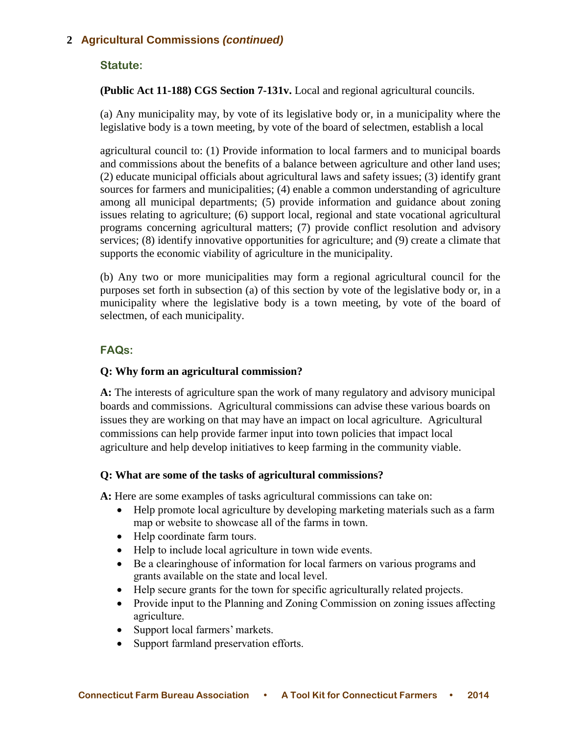## 2 Agricultural Commissions *(continued)*

### Statute:

**(Public Act 11-188) CGS Section 7-131v.** Local and regional agricultural councils.

(a) Any municipality may, by vote of its legislative body or, in a municipality where the legislative body is a town meeting, by vote of the board of selectmen, establish a local agricultural council to: (1) Provide information to local farmers and to municipal boards and commissions about the benefits of a balance between agriculture and other land uses; (2) educate municipal officials about agricultural laws and safety issues; (3) identify grant sources for farmers and municipalities; (4) enable a common understanding of agriculture among all municipal departments; (5) provide information and guidance about zoning issues relating to agriculture; (6) support local, regional and state vocational agricultural programs concerning agricultural matters; (7) provide conflict resolution and advisory services; (8) identify innovative opportunities for agriculture; and (9) create a climate that supports the economic viability of agriculture in the municipality.

(b) Any two or more municipalities may form a regional agricultural council for the purposes set forth in subsection (a) of this section by vote of the legislative body or, in a municipality where the legislative body is a town meeting, by vote of the board of selectmen, of each municipality.

### FAQs:

**Q: Why form an agricultural commission?**

**A:** The interests of agriculture span the work of many regulatory and advisory municipal boards and commissions. Agricultural commissions can advise these various boards on issues they are working on that may have an impact on local agriculture. Agricultural commissions can help provide farmer input into town policies that impact local agriculture and help develop initiatives to keep farming in the community viable.

**Q: What are some of the tasks of agricultural commissions?**

**A:** Here are some examples of tasks agricultural commissions can take on:

- Help promote local agriculture by developing marketing materials such as a farm map or website to showcase all of the farms in town.
- Help coordinate farm tours.
- Help to include local agriculture in town wide events.
- Be a clearinghouse of information for local farmers on various programs and grants available on the state and local level.
- Help secure grants for the town for specific agriculturally related projects.
- Provide input to the Planning and Zoning Commission on zoning issues affecting agriculture.
- Support local farmers' markets.
- Support farmland preservation efforts.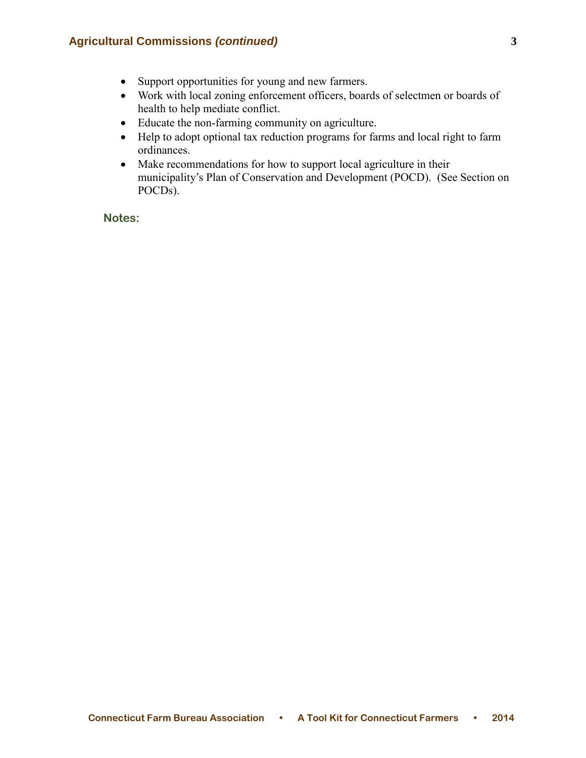- Support opportunities for young and new farmers.
- Work with local zoning enforcement officers, boards of selectmen or boards of health to help mediate conflict.
- Educate the non-farming community on agriculture.
- Help to adopt optional tax reduction programs for farms and local right to farm ordinances.
- Make recommendations for how to support local agriculture in their municipality's Plan of Conservation and Development (POCD). (See Section on POCDs).

**Notes:**